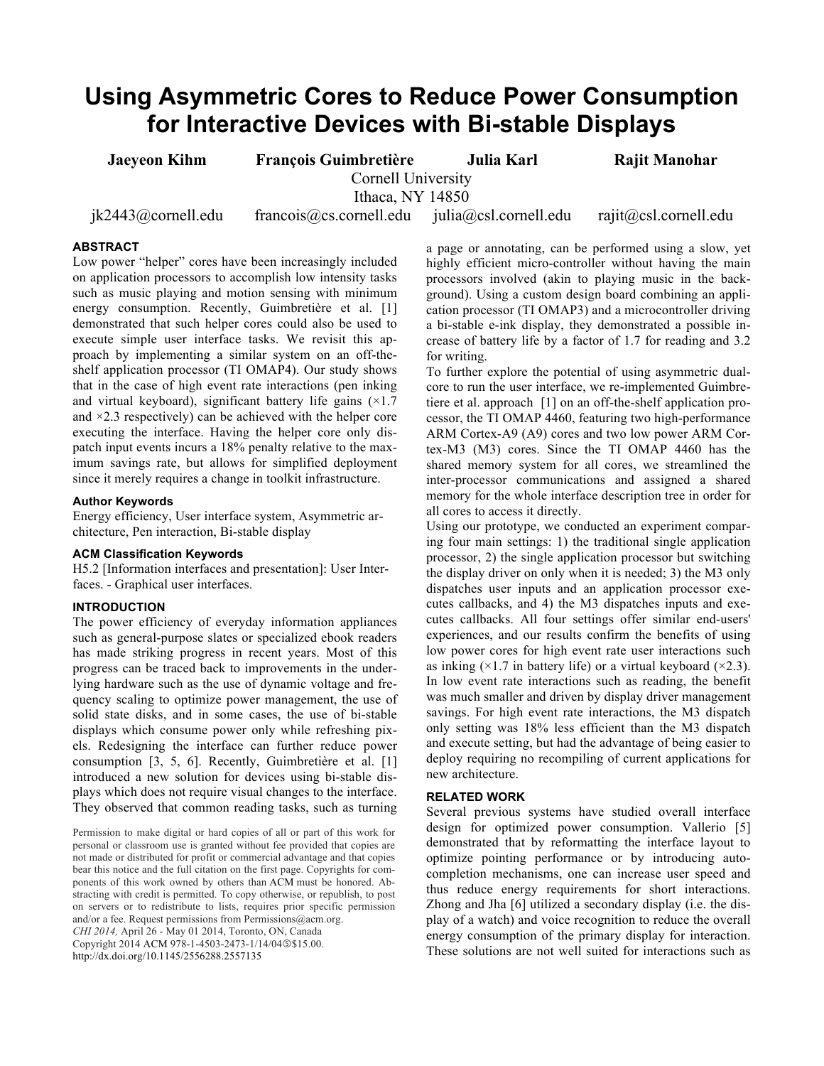# Using Asymmetric Cores to Reduce Power Consumption for Interactive Devices with Bi-stable Displays

**Jaeyeon Kihm** · **François Guimbretière** · **Julia Karl** · **Rajit Manohar**

Cornell University
Ithaca, NY 14850

jk2443@cornell.edu · francois@cs.cornell.edu · julia@csl.cornell.edu · rajit@csl.cornell.edu

## ABSTRACT

Low power "helper" cores have been increasingly included on application processors to accomplish low intensity tasks such as music playing and motion sensing with minimum energy consumption. Recently, Guimbretière et al. [1] demonstrated that such helper cores could also be used to execute simple user interface tasks. We revisit this approach by implementing a similar system on an off-the-shelf application processor (TI OMAP4). Our study shows that in the case of high event rate interactions (pen inking and virtual keyboard), significant battery life gains (×1.7 and ×2.3 respectively) can be achieved with the helper core executing the interface. Having the helper core only dispatch input events incurs a 18% penalty relative to the maximum savings rate, but allows for simplified deployment since it merely requires a change in toolkit infrastructure.

### Author Keywords

Energy efficiency, User interface system, Asymmetric architecture, Pen interaction, Bi-stable display

### ACM Classification Keywords

H5.2 [Information interfaces and presentation]: User Interfaces. - Graphical user interfaces.

## INTRODUCTION

The power efficiency of everyday information appliances such as general-purpose slates or specialized ebook readers has made striking progress in recent years. Most of this progress can be traced back to improvements in the underlying hardware such as the use of dynamic voltage and frequency scaling to optimize power management, the use of solid state disks, and in some cases, the use of bi-stable displays which consume power only while refreshing pixels. Redesigning the interface can further reduce power consumption [3, 5, 6]. Recently, Guimbretière et al. [1] introduced a new solution for devices using bi-stable displays which does not require visual changes to the interface. They observed that common reading tasks, such as turning a page or annotating, can be performed using a slow, yet highly efficient micro-controller without having the main processors involved (akin to playing music in the background). Using a custom design board combining an application processor (TI OMAP3) and a microcontroller driving a bi-stable e-ink display, they demonstrated a possible increase of battery life by a factor of 1.7 for reading and 3.2 for writing.

To further explore the potential of using asymmetric dual-core to run the user interface, we re-implemented Guimbretiere et al. approach [1] on an off-the-shelf application processor, the TI OMAP 4460, featuring two high-performance ARM Cortex-A9 (A9) cores and two low power ARM Cortex-M3 (M3) cores. Since the TI OMAP 4460 has the shared memory system for all cores, we streamlined the inter-processor communications and assigned a shared memory for the whole interface description tree in order for all cores to access it directly.

Using our prototype, we conducted an experiment comparing four main settings: 1) the traditional single application processor, 2) the single application processor but switching the display driver on only when it is needed; 3) the M3 only dispatches user inputs and an application processor executes callbacks, and 4) the M3 dispatches inputs and executes callbacks. All four settings offer similar end-users' experiences, and our results confirm the benefits of using low power cores for high event rate user interactions such as inking (×1.7 in battery life) or a virtual keyboard (×2.3). In low event rate interactions such as reading, the benefit was much smaller and driven by display driver management savings. For high event rate interactions, the M3 dispatch only setting was 18% less efficient than the M3 dispatch and execute setting, but had the advantage of being easier to deploy requiring no recompiling of current applications for new architecture.

## RELATED WORK

Several previous systems have studied overall interface design for optimized power consumption. Vallerio [5] demonstrated that by reformatting the interface layout to optimize pointing performance or by introducing auto-completion mechanisms, one can increase user speed and thus reduce energy requirements for short interactions. Zhong and Jha [6] utilized a secondary display (i.e. the display of a watch) and voice recognition to reduce the overall energy consumption of the primary display for interaction. These solutions are not well suited for interactions such as

Permission to make digital or hard copies of all or part of this work for personal or classroom use is granted without fee provided that copies are not made or distributed for profit or commercial advantage and that copies bear this notice and the full citation on the first page. Copyrights for components of this work owned by others than ACM must be honored. Abstracting with credit is permitted. To copy otherwise, or republish, to post on servers or to redistribute to lists, requires prior specific permission and/or a fee. Request permissions from Permissions@acm.org.
*CHI 2014,* April 26 - May 01 2014, Toronto, ON, Canada
Copyright 2014 ACM 978-1-4503-2473-1/14/04©$15.00.
http://dx.doi.org/10.1145/2556288.2557135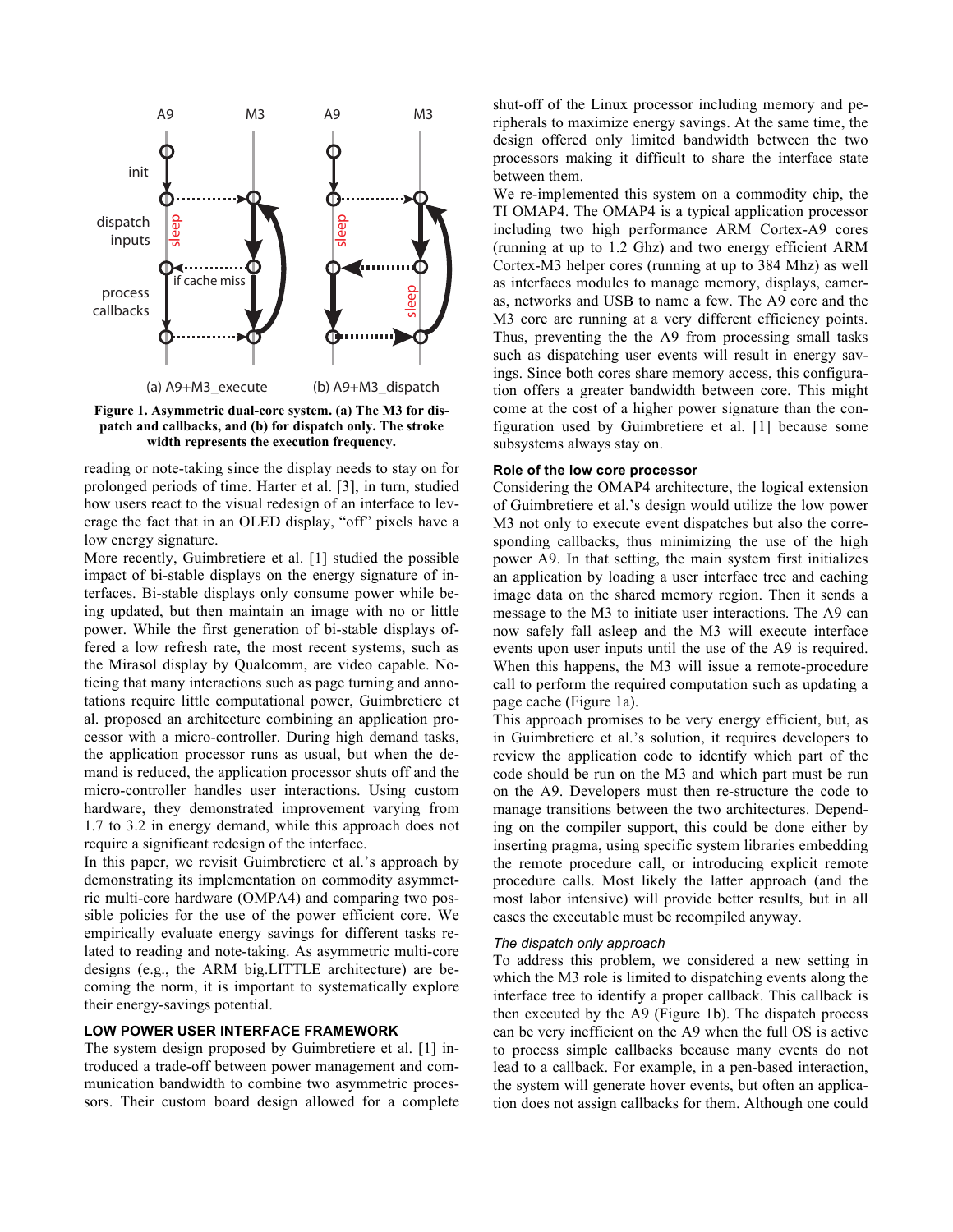Figure 1. Asymmetric dual-core system. (a) The M3 for dispatch and callbacks, and (b) for dispatch only. The stroke width represents the execution frequency.

reading or note-taking since the display needs to stay on for prolonged periods of time. Harter et al. [3], in turn, studied how users react to the visual redesign of an interface to leverage the fact that in an OLED display, "off" pixels have a low energy signature.

More recently, Guimbretiere et al. [1] studied the possible impact of bi-stable displays on the energy signature of interfaces. Bi-stable displays only consume power while being updated, but then maintain an image with no or little power. While the first generation of bi-stable displays offered a low refresh rate, the most recent systems, such as the Mirasol display by Qualcomm, are video capable. Noticing that many interactions such as page turning and annotations require little computational power, Guimbretiere et al. proposed an architecture combining an application processor with a micro-controller. During high demand tasks, the application processor runs as usual, but when the demand is reduced, the application processor shuts off and the micro-controller handles user interactions. Using custom hardware, they demonstrated improvement varying from 1.7 to 3.2 in energy demand, while this approach does not require a significant redesign of the interface.

In this paper, we revisit Guimbretiere et al.'s approach by demonstrating its implementation on commodity asymmetric multi-core hardware (OMPA4) and comparing two possible policies for the use of the power efficient core. We empirically evaluate energy savings for different tasks related to reading and note-taking. As asymmetric multi-core designs (e.g., the ARM big.LITTLE architecture) are becoming the norm, it is important to systematically explore their energy-savings potential.

## LOW POWER USER INTERFACE FRAMEWORK

The system design proposed by Guimbretiere et al. [1] introduced a trade-off between power management and communication bandwidth to combine two asymmetric processors. Their custom board design allowed for a complete shut-off of the Linux processor including memory and peripherals to maximize energy savings. At the same time, the design offered only limited bandwidth between the two processors making it difficult to share the interface state between them.

We re-implemented this system on a commodity chip, the TI OMAP4. The OMAP4 is a typical application processor including two high performance ARM Cortex-A9 cores (running at up to 1.2 Ghz) and two energy efficient ARM Cortex-M3 helper cores (running at up to 384 Mhz) as well as interfaces modules to manage memory, displays, cameras, networks and USB to name a few. The A9 core and the M3 core are running at a very different efficiency points. Thus, preventing the the A9 from processing small tasks such as dispatching user events will result in energy savings. Since both cores share memory access, this configuration offers a greater bandwidth between core. This might come at the cost of a higher power signature than the configuration used by Guimbretiere et al. [1] because some subsystems always stay on.

### Role of the low core processor

Considering the OMAP4 architecture, the logical extension of Guimbretiere et al.'s design would utilize the low power M3 not only to execute event dispatches but also the corresponding callbacks, thus minimizing the use of the high power A9. In that setting, the main system first initializes an application by loading a user interface tree and caching image data on the shared memory region. Then it sends a message to the M3 to initiate user interactions. The A9 can now safely fall asleep and the M3 will execute interface events upon user inputs until the use of the A9 is required. When this happens, the M3 will issue a remote-procedure call to perform the required computation such as updating a page cache (Figure 1a).

This approach promises to be very energy efficient, but, as in Guimbretiere et al.'s solution, it requires developers to review the application code to identify which part of the code should be run on the M3 and which part must be run on the A9. Developers must then re-structure the code to manage transitions between the two architectures. Depending on the compiler support, this could be done either by inserting pragma, using specific system libraries embedding the remote procedure call, or introducing explicit remote procedure calls. Most likely the latter approach (and the most labor intensive) will provide better results, but in all cases the executable must be recompiled anyway.

### *The dispatch only approach*

To address this problem, we considered a new setting in which the M3 role is limited to dispatching events along the interface tree to identify a proper callback. This callback is then executed by the A9 (Figure 1b). The dispatch process can be very inefficient on the A9 when the full OS is active to process simple callbacks because many events do not lead to a callback. For example, in a pen-based interaction, the system will generate hover events, but often an application does not assign callbacks for them. Although one could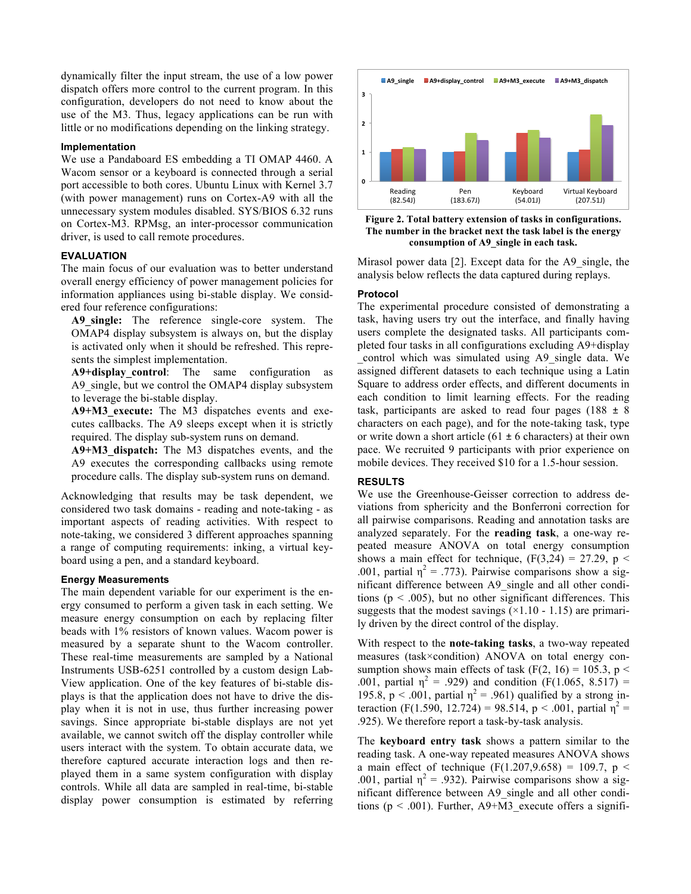dynamically filter the input stream, the use of a low power dispatch offers more control to the current program. In this configuration, developers do not need to know about the use of the M3. Thus, legacy applications can be run with little or no modifications depending on the linking strategy.

### Implementation

We use a Pandaboard ES embedding a TI OMAP 4460. A Wacom sensor or a keyboard is connected through a serial port accessible to both cores. Ubuntu Linux with Kernel 3.7 (with power management) runs on Cortex-A9 with all the unnecessary system modules disabled. SYS/BIOS 6.32 runs on Cortex-M3. RPMsg, an inter-processor communication driver, is used to call remote procedures.

## EVALUATION

The main focus of our evaluation was to better understand overall energy efficiency of power management policies for information appliances using bi-stable display. We considered four reference configurations:

**A9_single:** The reference single-core system. The OMAP4 display subsystem is always on, but the display is activated only when it should be refreshed. This represents the simplest implementation.

**A9+display_control**: The same configuration as A9_single, but we control the OMAP4 display subsystem to leverage the bi-stable display.

**A9+M3_execute:** The M3 dispatches events and executes callbacks. The A9 sleeps except when it is strictly required. The display sub-system runs on demand.

**A9+M3_dispatch:** The M3 dispatches events, and the A9 executes the corresponding callbacks using remote procedure calls. The display sub-system runs on demand.

Acknowledging that results may be task dependent, we considered two task domains - reading and note-taking - as important aspects of reading activities. With respect to note-taking, we considered 3 different approaches spanning a range of computing requirements: inking, a virtual keyboard using a pen, and a standard keyboard.

### Energy Measurements

The main dependent variable for our experiment is the energy consumed to perform a given task in each setting. We measure energy consumption on each by replacing filter beads with 1% resistors of known values. Wacom power is measured by a separate shunt to the Wacom controller. These real-time measurements are sampled by a National Instruments USB-6251 controlled by a custom design LabView application. One of the key features of bi-stable displays is that the application does not have to drive the display when it is not in use, thus further increasing power savings. Since appropriate bi-stable displays are not yet available, we cannot switch off the display controller while users interact with the system. To obtain accurate data, we therefore captured accurate interaction logs and then replayed them in a same system configuration with bi-stable controls. While all data are sampled in real-time, bi-stable display power consumption is estimated by referring Mirasol power data [2]. Except data for the A9_single, the analysis below reflects the data captured during replays.

**Figure 2. Total battery extension of tasks in configurations. The number in the bracket next the task label is the energy consumption of A9_single in each task.**

### Protocol

The experimental procedure consisted of demonstrating a task, having users try out the interface, and finally having users complete the designated tasks. All participants completed four tasks in all configurations excluding A9+display _control which was simulated using A9_single data. We assigned different datasets to each technique using a Latin Square to address order effects, and different documents in each condition to limit learning effects. For the reading task, participants are asked to read four pages (188 ± 8 characters on each page), and for the note-taking task, type or write down a short article (61 ± 6 characters) at their own pace. We recruited 9 participants with prior experience on mobile devices. They received $10 for a 1.5-hour session.

## RESULTS

We use the Greenhouse-Geisser correction to address deviations from sphericity and the Bonferroni correction for all pairwise comparisons. Reading and annotation tasks are analyzed separately. For the **reading task**, a one-way repeated measure ANOVA on total energy consumption shows a main effect for technique, ($F(3,24) = 27.29$, $p < .001$, partial $\eta^2 = .773$). Pairwise comparisons show a significant difference between A9_single and all other conditions ($p < .005$), but no other significant differences. This suggests that the modest savings (×1.10 - 1.15) are primarily driven by the direct control of the display.

With respect to the **note-taking tasks**, a two-way repeated measures (task×condition) ANOVA on total energy consumption shows main effects of task ($F(2, 16) = 105.3$, $p < .001$, partial $\eta^2 = .929$) and condition ($F(1.065, 8.517) = 195.8$, $p < .001$, partial $\eta^2 = .961$) qualified by a strong interaction ($F(1.590, 12.724) = 98.514$, $p < .001$, partial $\eta^2 = .925$). We therefore report a task-by-task analysis.

The **keyboard entry task** shows a pattern similar to the reading task. A one-way repeated measures ANOVA shows a main effect of technique ($F(1.207,9.658) = 109.7$, $p < .001$, partial $\eta^2 = .932$). Pairwise comparisons show a significant difference between A9_single and all other conditions ($p < .001$). Further, A9+M3_execute offers a signifi-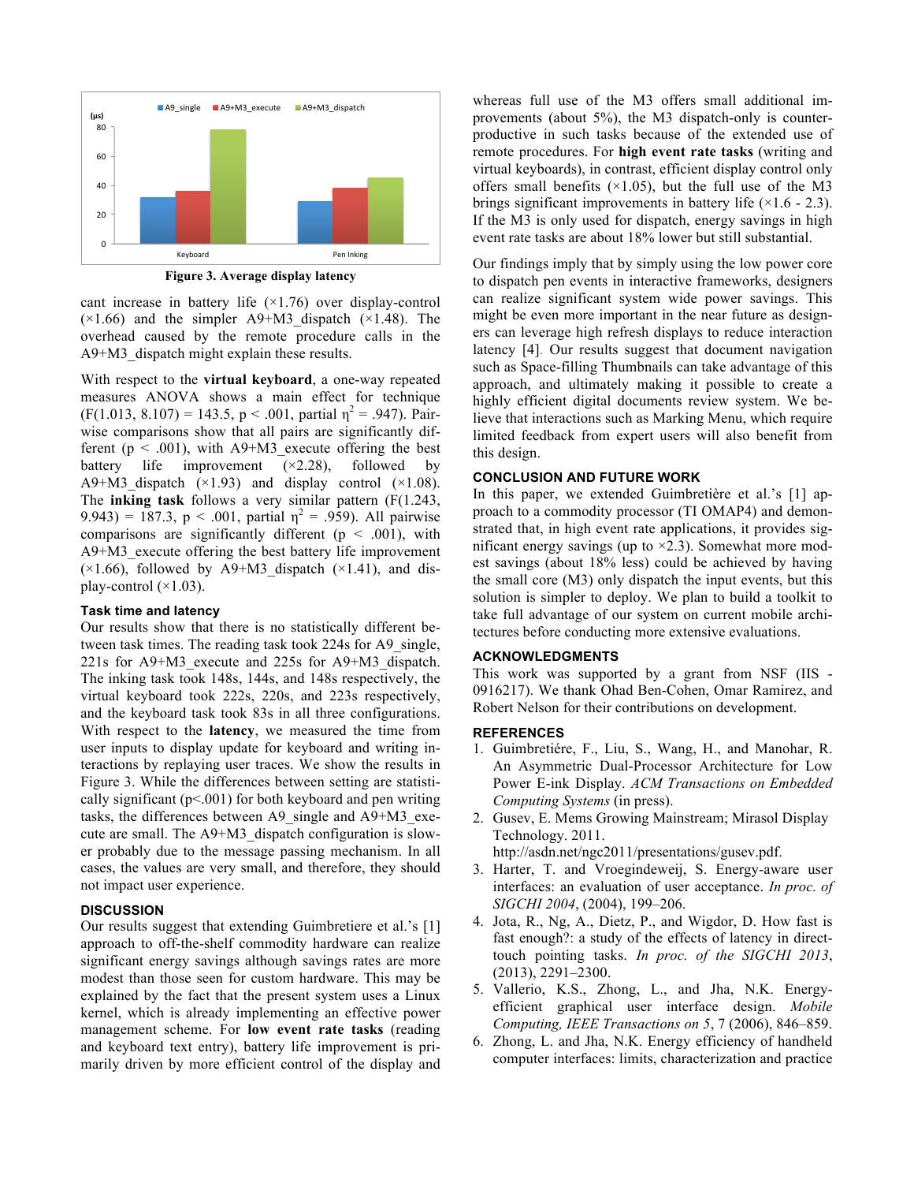**Figure 3. Average display latency**

cant increase in battery life (×1.76) over display-control (×1.66) and the simpler A9+M3_dispatch (×1.48). The overhead caused by the remote procedure calls in the A9+M3_dispatch might explain these results.

With respect to the **virtual keyboard**, a one-way repeated measures ANOVA shows a main effect for technique ($F(1.013, 8.107) = 143.5$, $p < .001$, partial $\eta^2 = .947$). Pairwise comparisons show that all pairs are significantly different ($p < .001$), with A9+M3_execute offering the best battery life improvement (×2.28), followed by A9+M3_dispatch (×1.93) and display control (×1.08). The **inking task** follows a very similar pattern ($F(1.243, 9.943) = 187.3$, $p < .001$, partial $\eta^2 = .959$). All pairwise comparisons are significantly different ($p < .001$), with A9+M3_execute offering the best battery life improvement (×1.66), followed by A9+M3_dispatch (×1.41), and display-control (×1.03).

### Task time and latency

Our results show that there is no statistically different between task times. The reading task took 224s for A9_single, 221s for A9+M3_execute and 225s for A9+M3_dispatch. The inking task took 148s, 144s, and 148s respectively, the virtual keyboard took 222s, 220s, and 223s respectively, and the keyboard task took 83s in all three configurations. With respect to the **latency**, we measured the time from user inputs to display update for keyboard and writing interactions by replaying user traces. We show the results in Figure 3. While the differences between setting are statistically significant ($p<.001$) for both keyboard and pen writing tasks, the differences between A9_single and A9+M3_execute are small. The A9+M3_dispatch configuration is slower probably due to the message passing mechanism. In all cases, the values are very small, and therefore, they should not impact user experience.

## DISCUSSION

Our results suggest that extending Guimbretiere et al.'s [1] approach to off-the-shelf commodity hardware can realize significant energy savings although savings rates are more modest than those seen for custom hardware. This may be explained by the fact that the present system uses a Linux kernel, which is already implementing an effective power management scheme. For **low event rate tasks** (reading and keyboard text entry), battery life improvement is primarily driven by more efficient control of the display and whereas full use of the M3 offers small additional improvements (about 5%), the M3 dispatch-only is counterproductive in such tasks because of the extended use of remote procedures. For **high event rate tasks** (writing and virtual keyboards), in contrast, efficient display control only offers small benefits (×1.05), but the full use of the M3 brings significant improvements in battery life (×1.6 - 2.3). If the M3 is only used for dispatch, energy savings in high event rate tasks are about 18% lower but still substantial.

Our findings imply that by simply using the low power core to dispatch pen events in interactive frameworks, designers can realize significant system wide power savings. This might be even more important in the near future as designers can leverage high refresh displays to reduce interaction latency [4]. Our results suggest that document navigation such as Space-filling Thumbnails can take advantage of this approach, and ultimately making it possible to create a highly efficient digital documents review system. We believe that interactions such as Marking Menu, which require limited feedback from expert users will also benefit from this design.

## CONCLUSION AND FUTURE WORK

In this paper, we extended Guimbretière et al.'s [1] approach to a commodity processor (TI OMAP4) and demonstrated that, in high event rate applications, it provides significant energy savings (up to ×2.3). Somewhat more modest savings (about 18% less) could be achieved by having the small core (M3) only dispatch the input events, but this solution is simpler to deploy. We plan to build a toolkit to take full advantage of our system on current mobile architectures before conducting more extensive evaluations.

## ACKNOWLEDGMENTS

This work was supported by a grant from NSF (IIS - 0916217). We thank Ohad Ben-Cohen, Omar Ramirez, and Robert Nelson for their contributions on development.

## REFERENCES

1. Guimbretiére, F., Liu, S., Wang, H., and Manohar, R. An Asymmetric Dual-Processor Architecture for Low Power E-ink Display. *ACM Transactions on Embedded Computing Systems* (in press).
2. Gusev, E. Mems Growing Mainstream; Mirasol Display Technology. 2011. http://asdn.net/ngc2011/presentations/gusev.pdf.
3. Harter, T. and Vroegindeweij, S. Energy-aware user interfaces: an evaluation of user acceptance. *In proc. of SIGCHI 2004*, (2004), 199–206.
4. Jota, R., Ng, A., Dietz, P., and Wigdor, D. How fast is fast enough?: a study of the effects of latency in direct-touch pointing tasks. *In proc. of the SIGCHI 2013*, (2013), 2291–2300.
5. Vallerio, K.S., Zhong, L., and Jha, N.K. Energy-efficient graphical user interface design. *Mobile Computing, IEEE Transactions on 5*, 7 (2006), 846–859.
6. Zhong, L. and Jha, N.K. Energy efficiency of handheld computer interfaces: limits, characterization and practice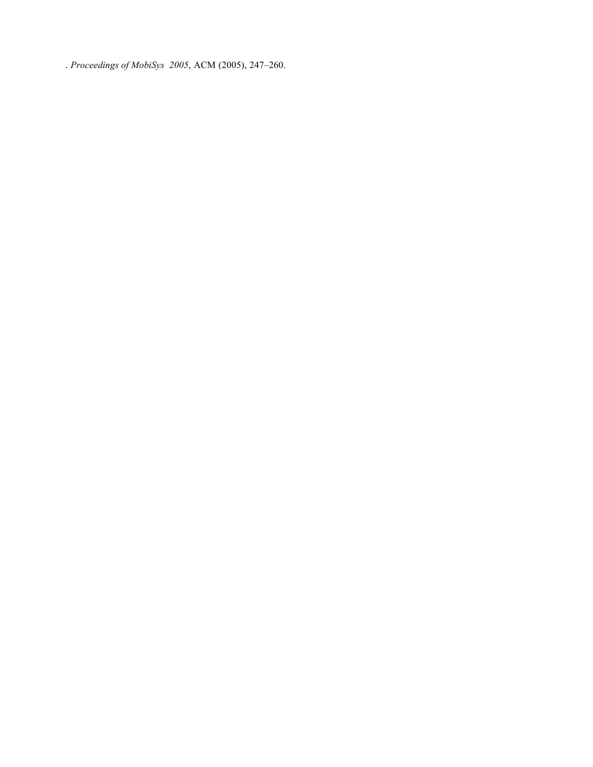. *Proceedings of MobiSys 2005*, ACM (2005), 247–260.